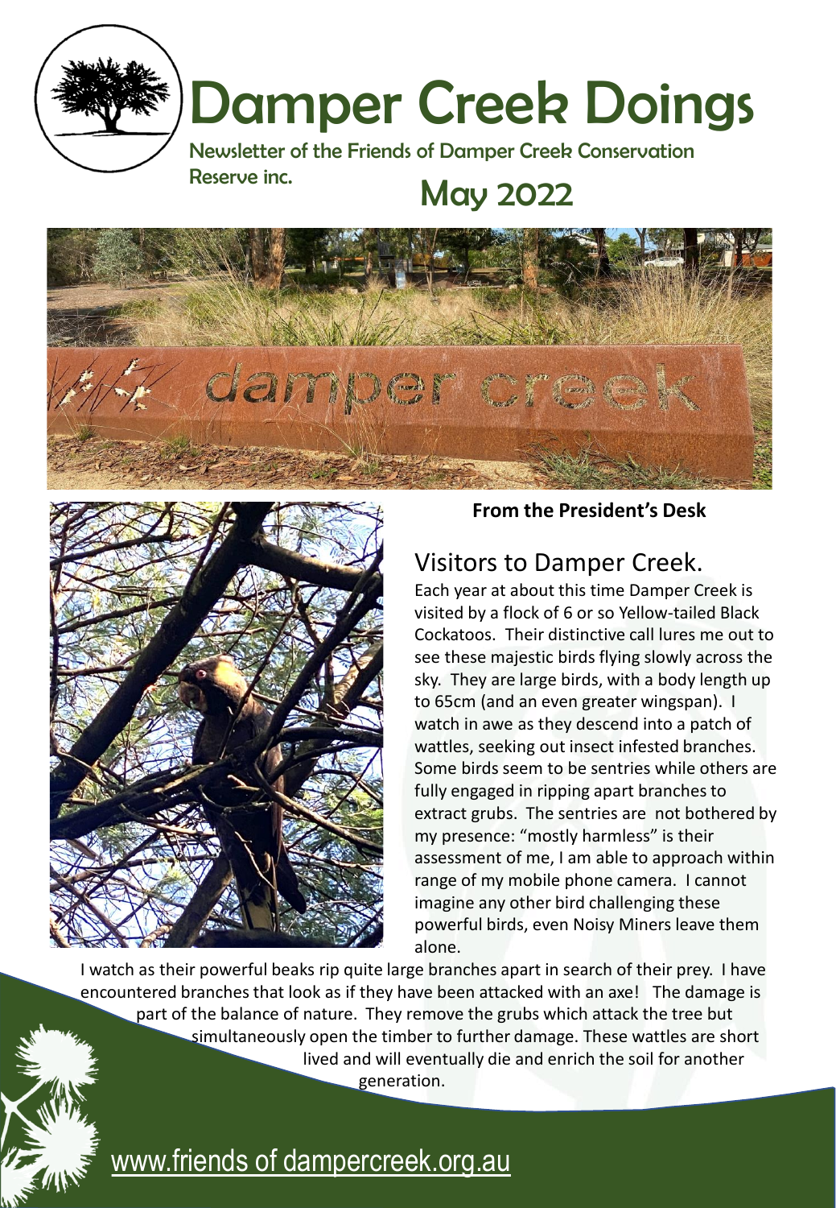# Damper Creek Doings

Newsletter of the Friends of Damper Creek Conservation Reserve inc.

## May 2022

**From the President's Desk**

## Visitors to Damper Creek.

Each year at about this time Damper Creek is visited by a flock of 6 or so Yellow-tailed Black Cockatoos. Their distinctive call lures me out to see these majestic birds flying slowly across the sky. They are large birds, with a body length up to 65cm (and an even greater wingspan). I watch in awe as they descend into a patch of wattles, seeking out insect infested branches. Some birds seem to be sentries while others are fully engaged in ripping apart branches to extract grubs. The sentries are not bothered by my presence: "mostly harmless" is their assessment of me, I am able to approach within range of my mobile phone camera. I cannot imagine any other bird challenging these powerful birds, even Noisy Miners leave them alone.

I watch as their powerful beaks rip quite large branches apart in search of their prey. I have encountered branches that look as if they have been attacked with an axe! The damage is part of the balance of nature. They remove the grubs which attack the tree but simultaneously open the timber to further damage. These wattles are short lived and will eventually die and enrich the soil for another generation.

www.friends of dampercreek.org.au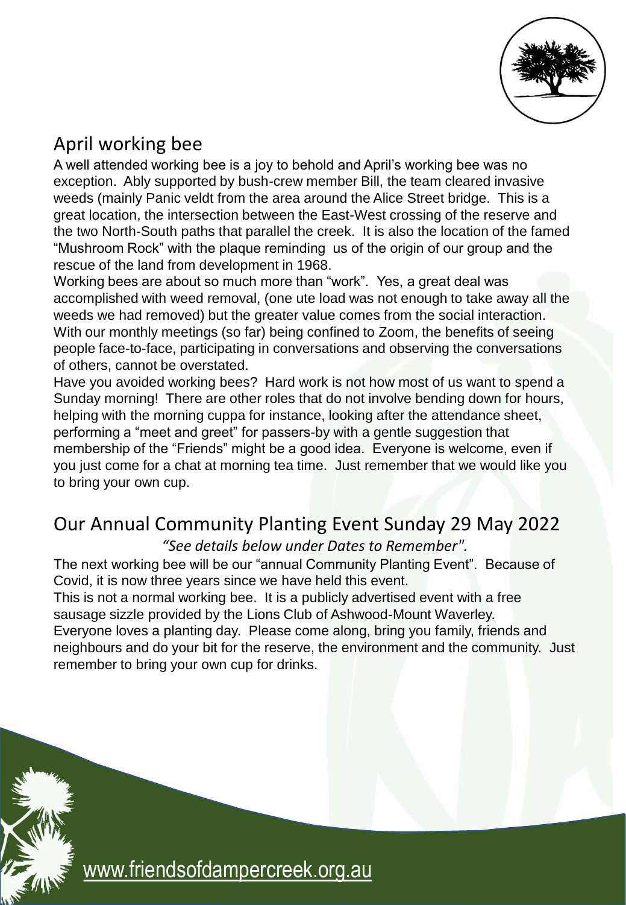## April working bee

A well attended working bee is a joy to behold and April's working bee was no exception. Ably supported by bush-crew member Bill, the team cleared invasive weeds (mainly Panic veldt from the area around the Alice Street bridge. This is a great location, the intersection between the East-West crossing of the reserve and the two North-South paths that parallel the creek. It is also the location of the famed "Mushroom Rock" with the plaque reminding us of the origin of our group and the rescue of the land from development in 1968.

Working bees are about so much more than "work". Yes, a great deal was accomplished with weed removal, (one ute load was not enough to take away all the weeds we had removed) but the greater value comes from the social interaction. With our monthly meetings (so far) being confined to Zoom, the benefits of seeing people face-to-face, participating in conversations and observing the conversations of others, cannot be overstated.

Have you avoided working bees? Hard work is not how most of us want to spend a Sunday morning! There are other roles that do not involve bending down for hours, helping with the morning cuppa for instance, looking after the attendance sheet, performing a "meet and greet" for passers-by with a gentle suggestion that membership of the "Friends" might be a good idea. Everyone is welcome, even if you just come for a chat at morning tea time. Just remember that we would like you to bring your own cup.

## Our Annual Community Planting Event Sunday 29 May 2022

*"See details below under Dates to Remember".*

The next working bee will be our "annual Community Planting Event". Because of Covid, it is now three years since we have held this event.

This is not a normal working bee. It is a publicly advertised event with a free sausage sizzle provided by the Lions Club of Ashwood-Mount Waverley.

Everyone loves a planting day. Please come along, bring you family, friends and neighbours and do your bit for the reserve, the environment and the community. Just remember to bring your own cup for drinks.

www.friendsofdampercreek.org.au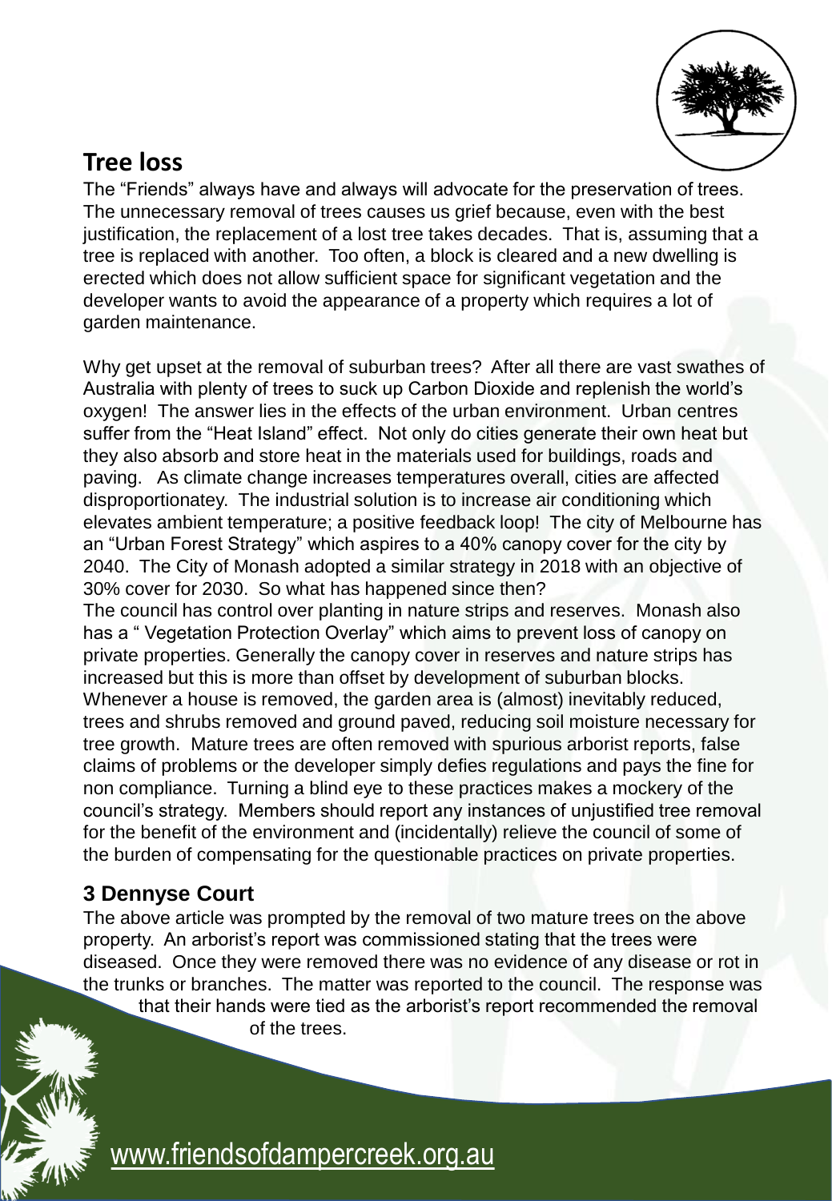## Tree loss

The "Friends" always have and always will advocate for the preservation of trees. The unnecessary removal of trees causes us grief because, even with the best justification, the replacement of a lost tree takes decades. That is, assuming that a tree is replaced with another. Too often, a block is cleared and a new dwelling is erected which does not allow sufficient space for significant vegetation and the developer wants to avoid the appearance of a property which requires a lot of garden maintenance.

Why get upset at the removal of suburban trees? After all there are vast swathes of Australia with plenty of trees to suck up Carbon Dioxide and replenish the world's oxygen! The answer lies in the effects of the urban environment. Urban centres suffer from the "Heat Island" effect. Not only do cities generate their own heat but they also absorb and store heat in the materials used for buildings, roads and paving. As climate change increases temperatures overall, cities are affected disproportionatey. The industrial solution is to increase air conditioning which elevates ambient temperature; a positive feedback loop! The city of Melbourne has an "Urban Forest Strategy" which aspires to a 40% canopy cover for the city by 2040. The City of Monash adopted a similar strategy in 2018 with an objective of 30% cover for 2030. So what has happened since then?

The council has control over planting in nature strips and reserves. Monash also has a " Vegetation Protection Overlay" which aims to prevent loss of canopy on private properties. Generally the canopy cover in reserves and nature strips has increased but this is more than offset by development of suburban blocks. Whenever a house is removed, the garden area is (almost) inevitably reduced, trees and shrubs removed and ground paved, reducing soil moisture necessary for tree growth. Mature trees are often removed with spurious arborist reports, false claims of problems or the developer simply defies regulations and pays the fine for non compliance. Turning a blind eye to these practices makes a mockery of the council's strategy. Members should report any instances of unjustified tree removal for the benefit of the environment and (incidentally) relieve the council of some of the burden of compensating for the questionable practices on private properties.

### 3 Dennyse Court

The above article was prompted by the removal of two mature trees on the above property. An arborist's report was commissioned stating that the trees were diseased. Once they were removed there was no evidence of any disease or rot in the trunks or branches. The matter was reported to the council. The response was that their hands were tied as the arborist's report recommended the removal of the trees.

www.friendsofdampercreek.org.au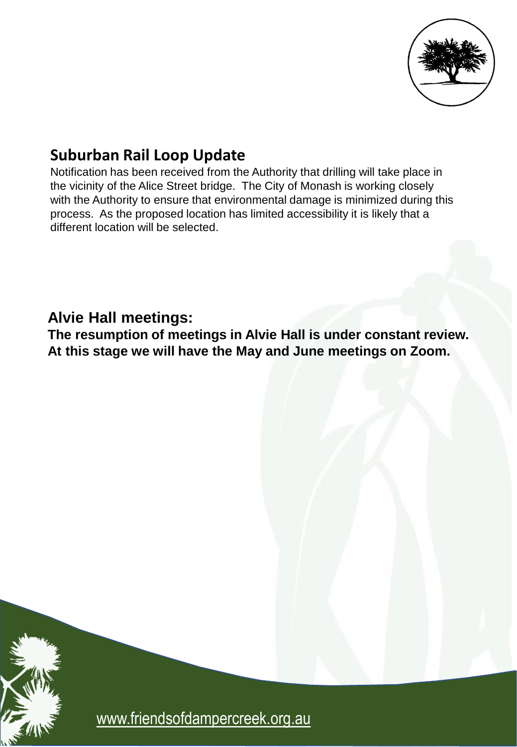## Suburban Rail Loop Update

Notification has been received from the Authority that drilling will take place in the vicinity of the Alice Street bridge. The City of Monash is working closely with the Authority to ensure that environmental damage is minimized during this process. As the proposed location has limited accessibility it is likely that a different location will be selected.

## Alvie Hall meetings:

**The resumption of meetings in Alvie Hall is under constant review. At this stage we will have the May and June meetings on Zoom.**

www.friendsofdampercreek.org.au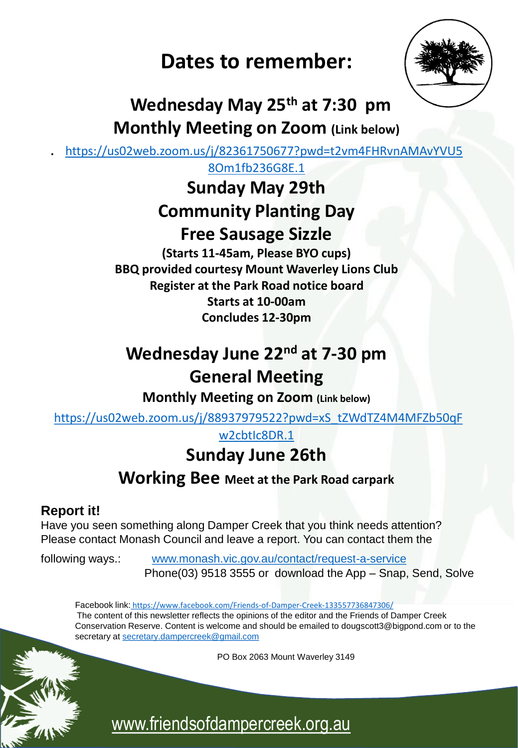# Dates to remember:

## Wednesday May 25th at 7:30 pm
## Monthly Meeting on Zoom (Link below)

- https://us02web.zoom.us/j/82361750677?pwd=t2vm4FHRvnAMAvYVU58Om1fb236G8E.1

## Sunday May 29th
## Community Planting Day
## Free Sausage Sizzle

**(Starts 11-45am, Please BYO cups)**
**BBQ provided courtesy Mount Waverley Lions Club**
**Register at the Park Road notice board**
**Starts at 10-00am**
**Concludes 12-30pm**

## Wednesday June 22nd at 7-30 pm
## General Meeting

**Monthly Meeting on Zoom (Link below)**

https://us02web.zoom.us/j/88937979522?pwd=xS_tZWdTZ4M4MFZb50qFw2cbtIc8DR.1

## Sunday June 26th
## Working Bee Meet at the Park Road carpark

**Report it!**

Have you seen something along Damper Creek that you think needs attention? Please contact Monash Council and leave a report. You can contact them the following ways.: www.monash.vic.gov.au/contact/request-a-service
Phone(03) 9518 3555 or download the App – Snap, Send, Solve

Facebook link: https://www.facebook.com/Friends-of-Damper-Creek-133557736847306/
The content of this newsletter reflects the opinions of the editor and the Friends of Damper Creek Conservation Reserve. Content is welcome and should be emailed to dougscott3@bigpond.com or to the secretary at secretary.dampercreek@gmail.com

PO Box 2063 Mount Waverley 3149

www.friendsofdampercreek.org.au